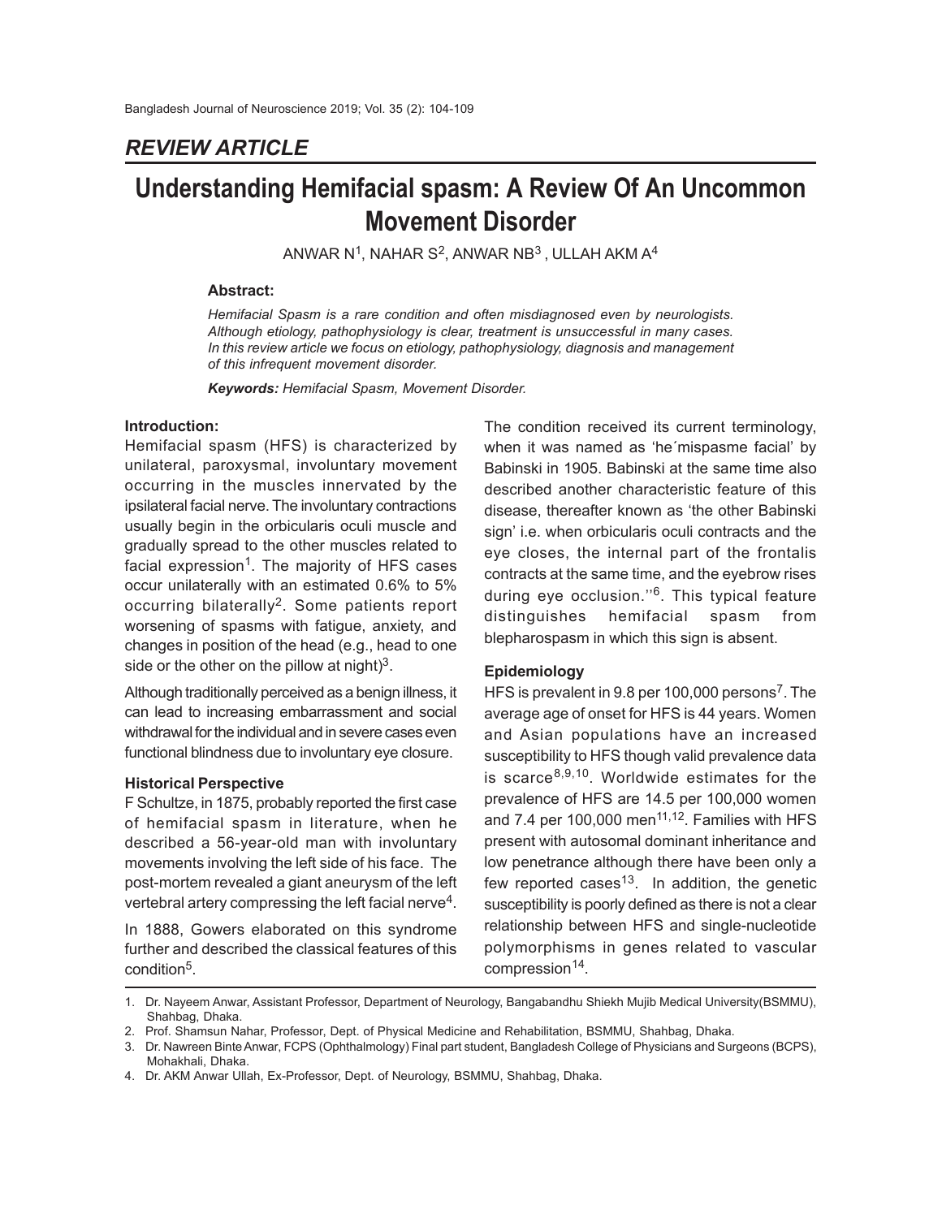## REVIEW ARTICLE

# Understanding Hemifacial spasm: A Review Of An Uncommon Movement Disorder

ANWAR N[1], NAHAR S[2], ANWAR NB[3], ULLAH AKM A[4]

**Abstract:**

*Hemifacial Spasm is a rare condition and often misdiagnosed even by neurologists. Although etiology, pathophysiology is clear, treatment is unsuccessful in many cases. In this review article we focus on etiology, pathophysiology, diagnosis and management of this infrequent movement disorder.*

***Keywords:*** *Hemifacial Spasm, Movement Disorder.*

### Introduction:

Hemifacial spasm (HFS) is characterized by unilateral, paroxysmal, involuntary movement occurring in the muscles innervated by the ipsilateral facial nerve. The involuntary contractions usually begin in the orbicularis oculi muscle and gradually spread to the other muscles related to facial expression[1]. The majority of HFS cases occur unilaterally with an estimated 0.6% to 5% occurring bilaterally[2]. Some patients report worsening of spasms with fatigue, anxiety, and changes in position of the head (e.g., head to one side or the other on the pillow at night)[3].

Although traditionally perceived as a benign illness, it can lead to increasing embarrassment and social withdrawal for the individual and in severe cases even functional blindness due to involuntary eye closure.

### Historical Perspective

F Schultze, in 1875, probably reported the first case of hemifacial spasm in literature, when he described a 56-year-old man with involuntary movements involving the left side of his face. The post-mortem revealed a giant aneurysm of the left vertebral artery compressing the left facial nerve[4].

In 1888, Gowers elaborated on this syndrome further and described the classical features of this condition[5].

The condition received its current terminology, when it was named as 'he´mispasme facial' by Babinski in 1905. Babinski at the same time also described another characteristic feature of this disease, thereafter known as 'the other Babinski sign' i.e. when orbicularis oculi contracts and the eye closes, the internal part of the frontalis contracts at the same time, and the eyebrow rises during eye occlusion.''[6]. This typical feature distinguishes hemifacial spasm from blepharospasm in which this sign is absent.

### Epidemiology

HFS is prevalent in 9.8 per 100,000 persons[7]. The average age of onset for HFS is 44 years. Women and Asian populations have an increased susceptibility to HFS though valid prevalence data is scarce[8,9,10]. Worldwide estimates for the prevalence of HFS are 14.5 per 100,000 women and 7.4 per 100,000 men[11,12]. Families with HFS present with autosomal dominant inheritance and low penetrance although there have been only a few reported cases[13]. In addition, the genetic susceptibility is poorly defined as there is not a clear relationship between HFS and single-nucleotide polymorphisms in genes related to vascular compression[14].

1. Dr. Nayeem Anwar, Assistant Professor, Department of Neurology, Bangabandhu Shiekh Mujib Medical University(BSMMU), Shahbag, Dhaka.
2. Prof. Shamsun Nahar, Professor, Dept. of Physical Medicine and Rehabilitation, BSMMU, Shahbag, Dhaka.
3. Dr. Nawreen Binte Anwar, FCPS (Ophthalmology) Final part student, Bangladesh College of Physicians and Surgeons (BCPS), Mohakhali, Dhaka.
4. Dr. AKM Anwar Ullah, Ex-Professor, Dept. of Neurology, BSMMU, Shahbag, Dhaka.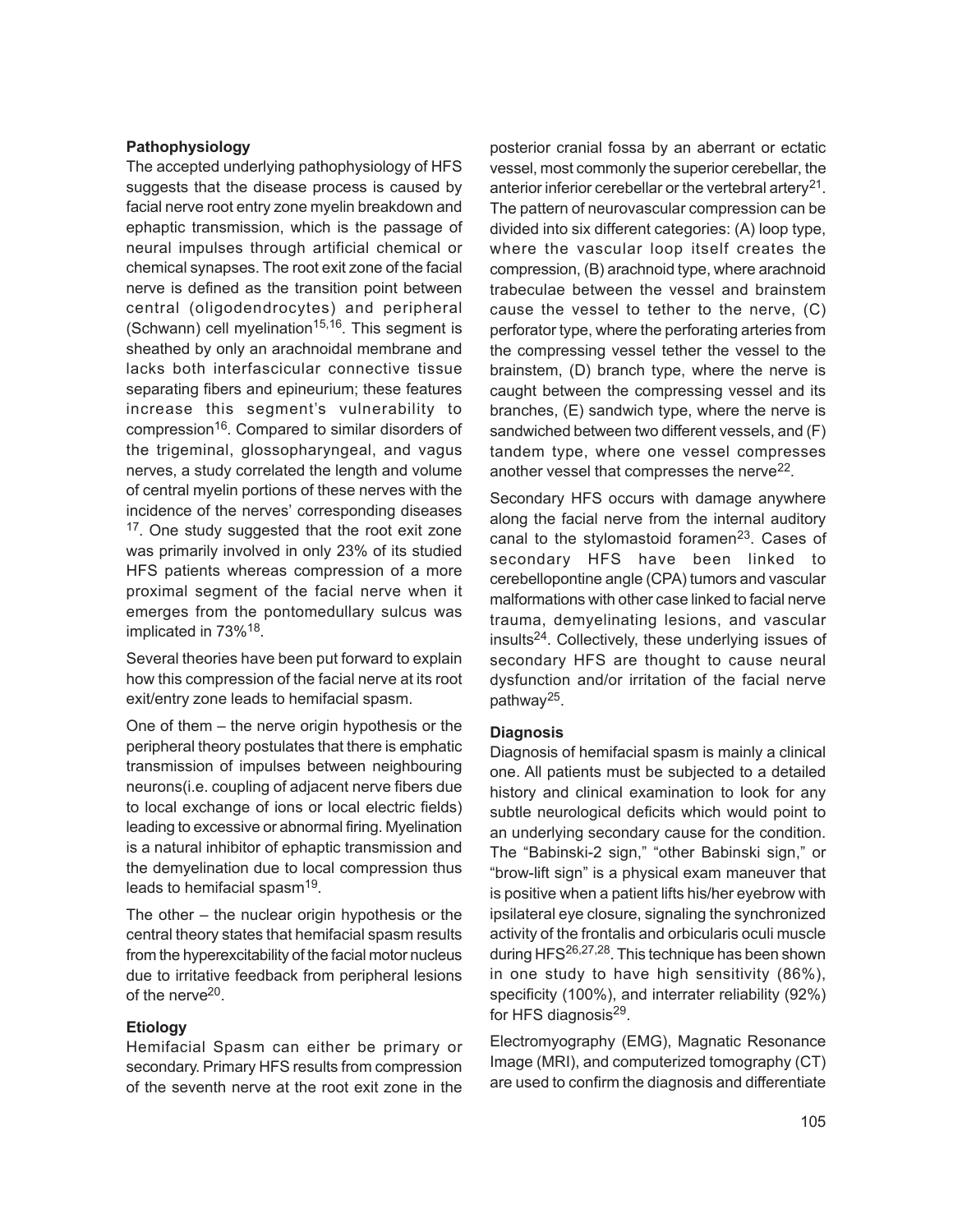**Pathophysiology**

The accepted underlying pathophysiology of HFS suggests that the disease process is caused by facial nerve root entry zone myelin breakdown and ephaptic transmission, which is the passage of neural impulses through artificial chemical or chemical synapses. The root exit zone of the facial nerve is defined as the transition point between central (oligodendrocytes) and peripheral (Schwann) cell myelination[15,16]. This segment is sheathed by only an arachnoidal membrane and lacks both interfascicular connective tissue separating fibers and epineurium; these features increase this segment's vulnerability to compression[16]. Compared to similar disorders of the trigeminal, glossopharyngeal, and vagus nerves, a study correlated the length and volume of central myelin portions of these nerves with the incidence of the nerves' corresponding diseases [17]. One study suggested that the root exit zone was primarily involved in only 23% of its studied HFS patients whereas compression of a more proximal segment of the facial nerve when it emerges from the pontomedullary sulcus was implicated in 73%[18].

Several theories have been put forward to explain how this compression of the facial nerve at its root exit/entry zone leads to hemifacial spasm.

One of them – the nerve origin hypothesis or the peripheral theory postulates that there is emphatic transmission of impulses between neighbouring neurons(i.e. coupling of adjacent nerve fibers due to local exchange of ions or local electric fields) leading to excessive or abnormal firing. Myelination is a natural inhibitor of ephaptic transmission and the demyelination due to local compression thus leads to hemifacial spasm[19].

The other – the nuclear origin hypothesis or the central theory states that hemifacial spasm results from the hyperexcitability of the facial motor nucleus due to irritative feedback from peripheral lesions of the nerve[20].

**Etiology**

Hemifacial Spasm can either be primary or secondary. Primary HFS results from compression of the seventh nerve at the root exit zone in the posterior cranial fossa by an aberrant or ectatic vessel, most commonly the superior cerebellar, the anterior inferior cerebellar or the vertebral artery[21]. The pattern of neurovascular compression can be divided into six different categories: (A) loop type, where the vascular loop itself creates the compression, (B) arachnoid type, where arachnoid trabeculae between the vessel and brainstem cause the vessel to tether to the nerve, (C) perforator type, where the perforating arteries from the compressing vessel tether the vessel to the brainstem, (D) branch type, where the nerve is caught between the compressing vessel and its branches, (E) sandwich type, where the nerve is sandwiched between two different vessels, and (F) tandem type, where one vessel compresses another vessel that compresses the nerve[22].

Secondary HFS occurs with damage anywhere along the facial nerve from the internal auditory canal to the stylomastoid foramen[23]. Cases of secondary HFS have been linked to cerebellopontine angle (CPA) tumors and vascular malformations with other case linked to facial nerve trauma, demyelinating lesions, and vascular insults[24]. Collectively, these underlying issues of secondary HFS are thought to cause neural dysfunction and/or irritation of the facial nerve pathway[25].

**Diagnosis**

Diagnosis of hemifacial spasm is mainly a clinical one. All patients must be subjected to a detailed history and clinical examination to look for any subtle neurological deficits which would point to an underlying secondary cause for the condition. The "Babinski-2 sign," "other Babinski sign," or "brow-lift sign" is a physical exam maneuver that is positive when a patient lifts his/her eyebrow with ipsilateral eye closure, signaling the synchronized activity of the frontalis and orbicularis oculi muscle during HFS[26,27,28]. This technique has been shown in one study to have high sensitivity (86%), specificity (100%), and interrater reliability (92%) for HFS diagnosis[29].

Electromyography (EMG), Magnatic Resonance Image (MRI), and computerized tomography (CT) are used to confirm the diagnosis and differentiate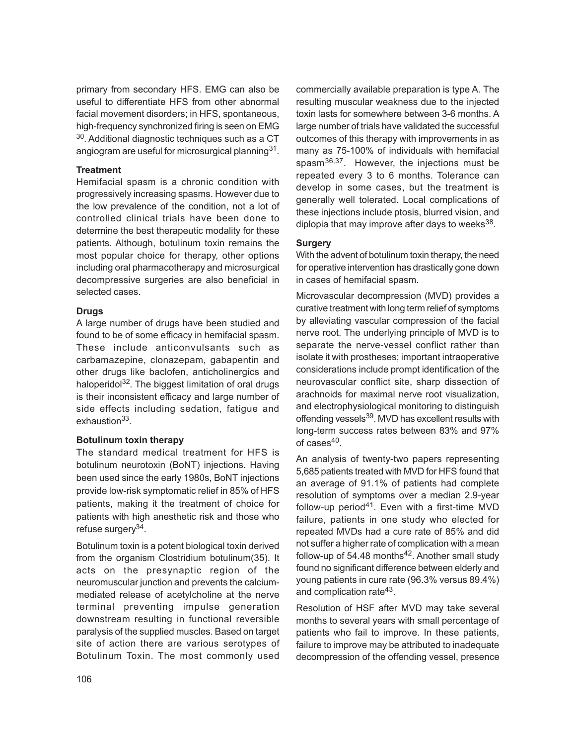primary from secondary HFS. EMG can also be useful to differentiate HFS from other abnormal facial movement disorders; in HFS, spontaneous, high-frequency synchronized firing is seen on EMG [30]. Additional diagnostic techniques such as a CT angiogram are useful for microsurgical planning[31].

**Treatment**

Hemifacial spasm is a chronic condition with progressively increasing spasms. However due to the low prevalence of the condition, not a lot of controlled clinical trials have been done to determine the best therapeutic modality for these patients. Although, botulinum toxin remains the most popular choice for therapy, other options including oral pharmacotherapy and microsurgical decompressive surgeries are also beneficial in selected cases.

**Drugs**

A large number of drugs have been studied and found to be of some efficacy in hemifacial spasm. These include anticonvulsants such as carbamazepine, clonazepam, gabapentin and other drugs like baclofen, anticholinergics and haloperidol[32]. The biggest limitation of oral drugs is their inconsistent efficacy and large number of side effects including sedation, fatigue and exhaustion[33].

**Botulinum toxin therapy**

The standard medical treatment for HFS is botulinum neurotoxin (BoNT) injections. Having been used since the early 1980s, BoNT injections provide low-risk symptomatic relief in 85% of HFS patients, making it the treatment of choice for patients with high anesthetic risk and those who refuse surgery[34].

Botulinum toxin is a potent biological toxin derived from the organism Clostridium botulinum(35). It acts on the presynaptic region of the neuromuscular junction and prevents the calcium-mediated release of acetylcholine at the nerve terminal preventing impulse generation downstream resulting in functional reversible paralysis of the supplied muscles. Based on target site of action there are various serotypes of Botulinum Toxin. The most commonly used commercially available preparation is type A. The resulting muscular weakness due to the injected toxin lasts for somewhere between 3-6 months. A large number of trials have validated the successful outcomes of this therapy with improvements in as many as 75-100% of individuals with hemifacial spasm[36,37]. However, the injections must be repeated every 3 to 6 months. Tolerance can develop in some cases, but the treatment is generally well tolerated. Local complications of these injections include ptosis, blurred vision, and diplopia that may improve after days to weeks[38].

**Surgery**

With the advent of botulinum toxin therapy, the need for operative intervention has drastically gone down in cases of hemifacial spasm.

Microvascular decompression (MVD) provides a curative treatment with long term relief of symptoms by alleviating vascular compression of the facial nerve root. The underlying principle of MVD is to separate the nerve-vessel conflict rather than isolate it with prostheses; important intraoperative considerations include prompt identification of the neurovascular conflict site, sharp dissection of arachnoids for maximal nerve root visualization, and electrophysiological monitoring to distinguish offending vessels[39]. MVD has excellent results with long-term success rates between 83% and 97% of cases[40].

An analysis of twenty-two papers representing 5,685 patients treated with MVD for HFS found that an average of 91.1% of patients had complete resolution of symptoms over a median 2.9-year follow-up period[41]. Even with a first-time MVD failure, patients in one study who elected for repeated MVDs had a cure rate of 85% and did not suffer a higher rate of complication with a mean follow-up of 54.48 months[42]. Another small study found no significant difference between elderly and young patients in cure rate (96.3% versus 89.4%) and complication rate[43].

Resolution of HSF after MVD may take several months to several years with small percentage of patients who fail to improve. In these patients, failure to improve may be attributed to inadequate decompression of the offending vessel, presence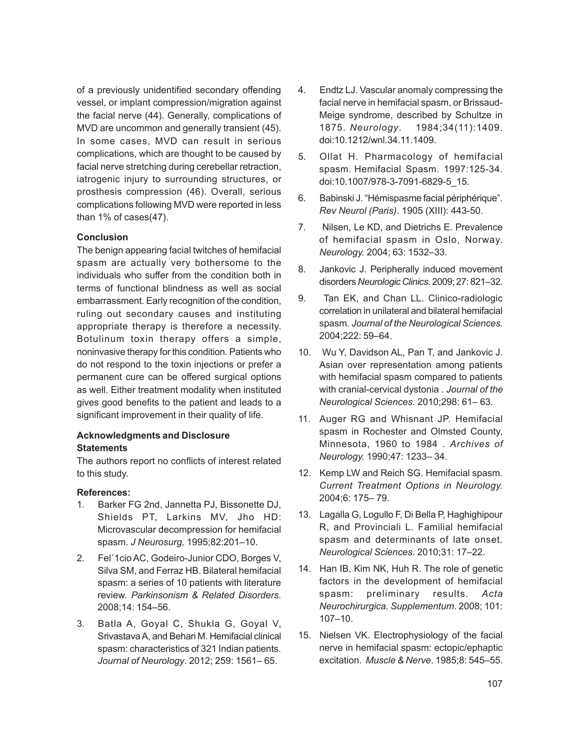of a previously unidentified secondary offending vessel, or implant compression/migration against the facial nerve (44). Generally, complications of MVD are uncommon and generally transient (45). In some cases, MVD can result in serious complications, which are thought to be caused by facial nerve stretching during cerebellar retraction, iatrogenic injury to surrounding structures, or prosthesis compression (46). Overall, serious complications following MVD were reported in less than 1% of cases(47).

**Conclusion**

The benign appearing facial twitches of hemifacial spasm are actually very bothersome to the individuals who suffer from the condition both in terms of functional blindness as well as social embarrassment. Early recognition of the condition, ruling out secondary causes and instituting appropriate therapy is therefore a necessity. Botulinum toxin therapy offers a simple, noninvasive therapy for this condition. Patients who do not respond to the toxin injections or prefer a permanent cure can be offered surgical options as well. Either treatment modality when instituted gives good benefits to the patient and leads to a significant improvement in their quality of life.

**Acknowledgments and Disclosure Statements**

The authors report no conflicts of interest related to this study.

**References:**

1. Barker FG 2nd, Jannetta PJ, Bissonette DJ, Shields PT, Larkins MV, Jho HD: Microvascular decompression for hemifacial spasm. *J Neurosurg,* 1995;82:201–10.
2. Fel´1cio AC, Godeiro-Junior CDO, Borges V, Silva SM, and Ferraz HB. Bilateral hemifacial spasm: a series of 10 patients with literature review. *Parkinsonism & Related Disorders.* 2008;14: 154–56.
3. Batla A, Goyal C, Shukla G, Goyal V, Srivastava A, and Behari M. Hemifacial clinical spasm: characteristics of 321 Indian patients. *Journal of Neurology*. 2012; 259: 1561– 65.
4. Endtz LJ. Vascular anomaly compressing the facial nerve in hemifacial spasm, or Brissaud-Meige syndrome, described by Schultze in 1875. *Neurology*. 1984;34(11):1409. doi:10.1212/wnl.34.11.1409.
5. Ollat H. Pharmacology of hemifacial spasm. Hemifacial Spasm. 1997:125-34. doi:10.1007/978-3-7091-6829-5_15.
6. Babinski J. "Hémispasme facial périphérique". *Rev Neurol (Paris)*. 1905 (XIII): 443-50.
7. Nilsen, Le KD, and Dietrichs E. Prevalence of hemifacial spasm in Oslo, Norway. *Neurology.* 2004; 63: 1532–33.
8. Jankovic J. Peripherally induced movement disorders *Neurologic Clinics.* 2009; 27: 821–32.
9. Tan EK, and Chan LL. Clinico-radiologic correlation in unilateral and bilateral hemifacial spasm. *Journal of the Neurological Sciences.* 2004;222: 59–64.
10. Wu Y, Davidson AL, Pan T, and Jankovic J. Asian over representation among patients with hemifacial spasm compared to patients with cranial-cervical dystonia . *Journal of the Neurological Sciences.* 2010;298: 61– 63.
11. Auger RG and Whisnant JP. Hemifacial spasm in Rochester and Olmsted County, Minnesota, 1960 to 1984 . *Archives of Neurology.* 1990;47: 1233– 34.
12. Kemp LW and Reich SG. Hemifacial spasm. *Current Treatment Options in Neurology.* 2004;6: 175– 79.
13. Lagalla G, Logullo F, Di Bella P, Haghighipour R, and Provinciali L. Familial hemifacial spasm and determinants of late onset. *Neurological Sciences*. 2010;31: 17–22.
14. Han IB, Kim NK, Huh R. The role of genetic factors in the development of hemifacial spasm: preliminary results. *Acta Neurochirurgica. Supplementum*. 2008; 101: 107–10.
15. Nielsen VK. Electrophysiology of the facial nerve in hemifacial spasm: ectopic/ephaptic excitation. *Muscle & Nerve*. 1985;8: 545–55.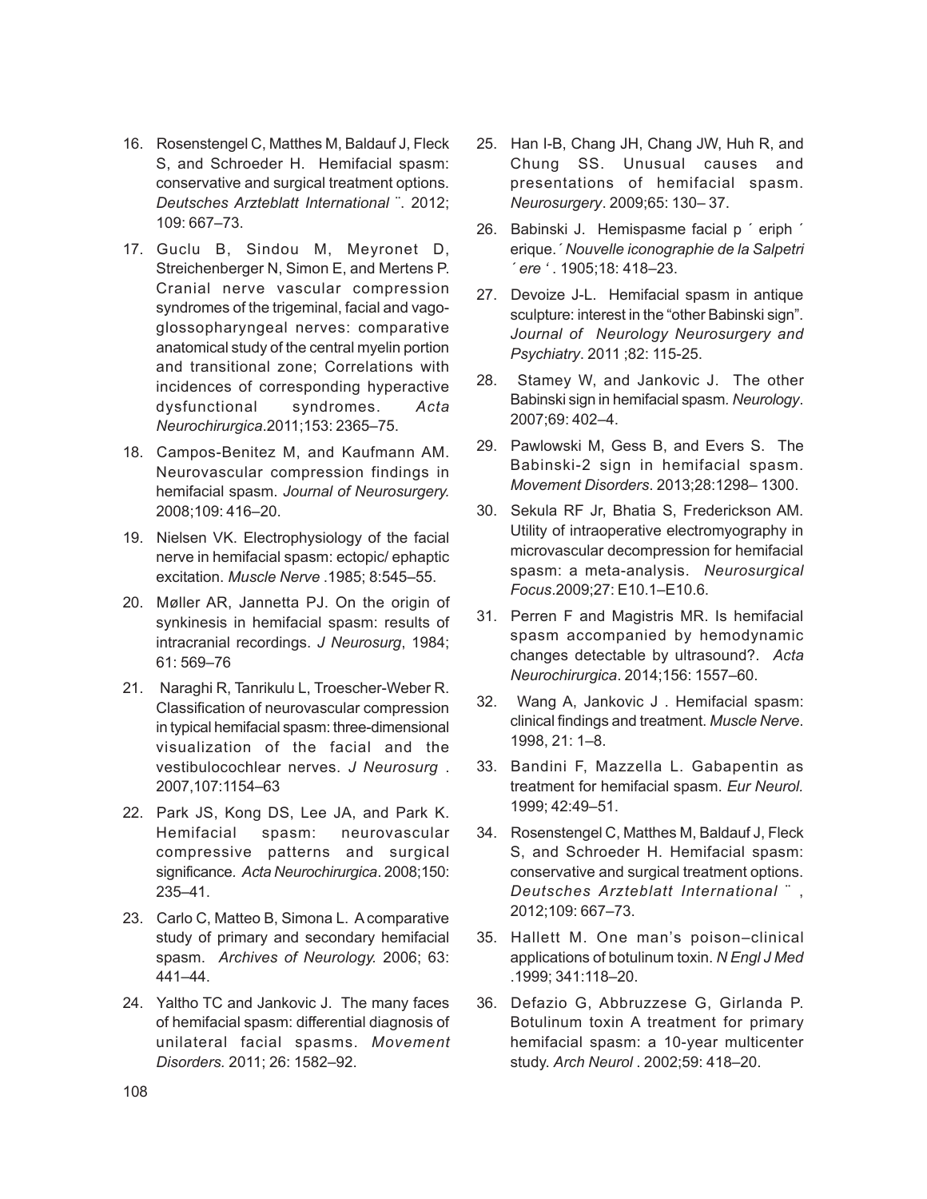16. Rosenstengel C, Matthes M, Baldauf J, Fleck S, and Schroeder H. Hemifacial spasm: conservative and surgical treatment options. *Deutsches Arzteblatt International* ¨. 2012; 109: 667–73.
17. Guclu B, Sindou M, Meyronet D, Streichenberger N, Simon E, and Mertens P. Cranial nerve vascular compression syndromes of the trigeminal, facial and vago-glossopharyngeal nerves: comparative anatomical study of the central myelin portion and transitional zone; Correlations with incidences of corresponding hyperactive dysfunctional syndromes. *Acta Neurochirurgica*.2011;153: 2365–75.
18. Campos-Benitez M, and Kaufmann AM. Neurovascular compression findings in hemifacial spasm. *Journal of Neurosurgery.* 2008;109: 416–20.
19. Nielsen VK. Electrophysiology of the facial nerve in hemifacial spasm: ectopic/ ephaptic excitation. *Muscle Nerve* .1985; 8:545–55.
20. Møller AR, Jannetta PJ. On the origin of synkinesis in hemifacial spasm: results of intracranial recordings. *J Neurosurg*, 1984; 61: 569–76
21. Naraghi R, Tanrikulu L, Troescher-Weber R. Classification of neurovascular compression in typical hemifacial spasm: three-dimensional visualization of the facial and the vestibulocochlear nerves. *J Neurosurg* . 2007,107:1154–63
22. Park JS, Kong DS, Lee JA, and Park K. Hemifacial spasm: neurovascular compressive patterns and surgical significance. *Acta Neurochirurgica*. 2008;150: 235–41.
23. Carlo C, Matteo B, Simona L. A comparative study of primary and secondary hemifacial spasm. *Archives of Neurology.* 2006; 63: 441–44.
24. Yaltho TC and Jankovic J. The many faces of hemifacial spasm: differential diagnosis of unilateral facial spasms. *Movement Disorders.* 2011; 26: 1582–92.
25. Han I-B, Chang JH, Chang JW, Huh R, and Chung SS. Unusual causes and presentations of hemifacial spasm. *Neurosurgery*. 2009;65: 130– 37.
26. Babinski J. Hemispasme facial p ´ eriph ´ erique.´ *Nouvelle iconographie de la Salpetri ´ ere* ' . 1905;18: 418–23.
27. Devoize J-L. Hemifacial spasm in antique sculpture: interest in the "other Babinski sign". *Journal of Neurology Neurosurgery and Psychiatry*. 2011 ;82: 115-25.
28. Stamey W, and Jankovic J. The other Babinski sign in hemifacial spasm. *Neurology*. 2007;69: 402–4.
29. Pawlowski M, Gess B, and Evers S. The Babinski-2 sign in hemifacial spasm. *Movement Disorders*. 2013;28:1298– 1300.
30. Sekula RF Jr, Bhatia S, Frederickson AM. Utility of intraoperative electromyography in microvascular decompression for hemifacial spasm: a meta-analysis. *Neurosurgical Focus*.2009;27: E10.1–E10.6.
31. Perren F and Magistris MR. Is hemifacial spasm accompanied by hemodynamic changes detectable by ultrasound?. *Acta Neurochirurgica*. 2014;156: 1557–60.
32. Wang A, Jankovic J . Hemifacial spasm: clinical findings and treatment. *Muscle Nerve*. 1998, 21: 1–8.
33. Bandini F, Mazzella L. Gabapentin as treatment for hemifacial spasm. *Eur Neurol.* 1999; 42:49–51.
34. Rosenstengel C, Matthes M, Baldauf J, Fleck S, and Schroeder H. Hemifacial spasm: conservative and surgical treatment options. *Deutsches Arzteblatt International* ¨ , 2012;109: 667–73.
35. Hallett M. One man's poison–clinical applications of botulinum toxin. *N Engl J Med* .1999; 341:118–20.
36. Defazio G, Abbruzzese G, Girlanda P. Botulinum toxin A treatment for primary hemifacial spasm: a 10-year multicenter study. *Arch Neurol* . 2002;59: 418–20.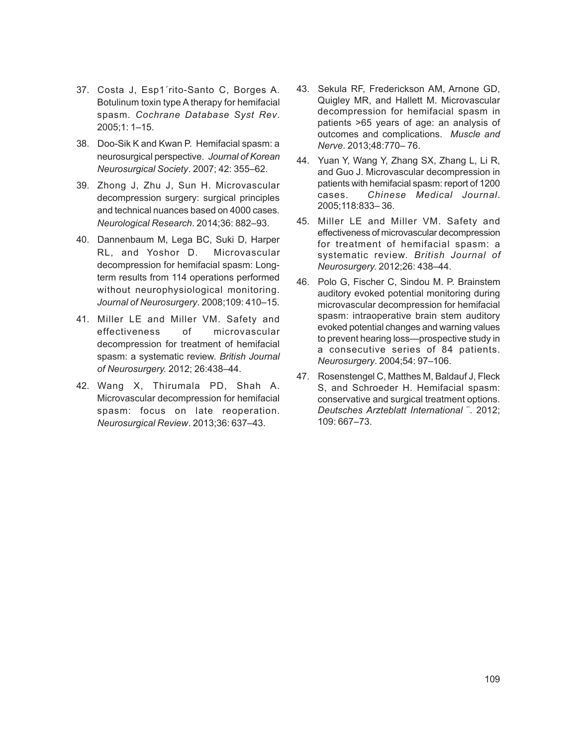37. Costa J, Esp1´rito-Santo C, Borges A. Botulinum toxin type A therapy for hemifacial spasm. *Cochrane Database Syst Rev*. 2005;1: 1–15.

38. Doo-Sik K and Kwan P. Hemifacial spasm: a neurosurgical perspective. *Journal of Korean Neurosurgical Society*. 2007; 42: 355–62.

39. Zhong J, Zhu J, Sun H. Microvascular decompression surgery: surgical principles and technical nuances based on 4000 cases. *Neurological Research*. 2014;36: 882–93.

40. Dannenbaum M, Lega BC, Suki D, Harper RL, and Yoshor D. Microvascular decompression for hemifacial spasm: Long-term results from 114 operations performed without neurophysiological monitoring. *Journal of Neurosurgery*. 2008;109: 410–15.

41. Miller LE and Miller VM. Safety and effectiveness of microvascular decompression for treatment of hemifacial spasm: a systematic review. *British Journal of Neurosurgery.* 2012; 26:438–44.

42. Wang X, Thirumala PD, Shah A. Microvascular decompression for hemifacial spasm: focus on late reoperation. *Neurosurgical Review*. 2013;36: 637–43.

43. Sekula RF, Frederickson AM, Arnone GD, Quigley MR, and Hallett M. Microvascular decompression for hemifacial spasm in patients >65 years of age: an analysis of outcomes and complications. *Muscle and Nerve*. 2013;48:770– 76.

44. Yuan Y, Wang Y, Zhang SX, Zhang L, Li R, and Guo J. Microvascular decompression in patients with hemifacial spasm: report of 1200 cases. *Chinese Medical Journal*. 2005;118:833– 36.

45. Miller LE and Miller VM. Safety and effectiveness of microvascular decompression for treatment of hemifacial spasm: a systematic review. *British Journal of Neurosurgery.* 2012;26: 438–44.

46. Polo G, Fischer C, Sindou M. P. Brainstem auditory evoked potential monitoring during microvascular decompression for hemifacial spasm: intraoperative brain stem auditory evoked potential changes and warning values to prevent hearing loss—prospective study in a consecutive series of 84 patients. *Neurosurgery*. 2004;54: 97–106.

47. Rosenstengel C, Matthes M, Baldauf J, Fleck S, and Schroeder H. Hemifacial spasm: conservative and surgical treatment options. *Deutsches Arzteblatt International* ¨. 2012; 109: 667–73.